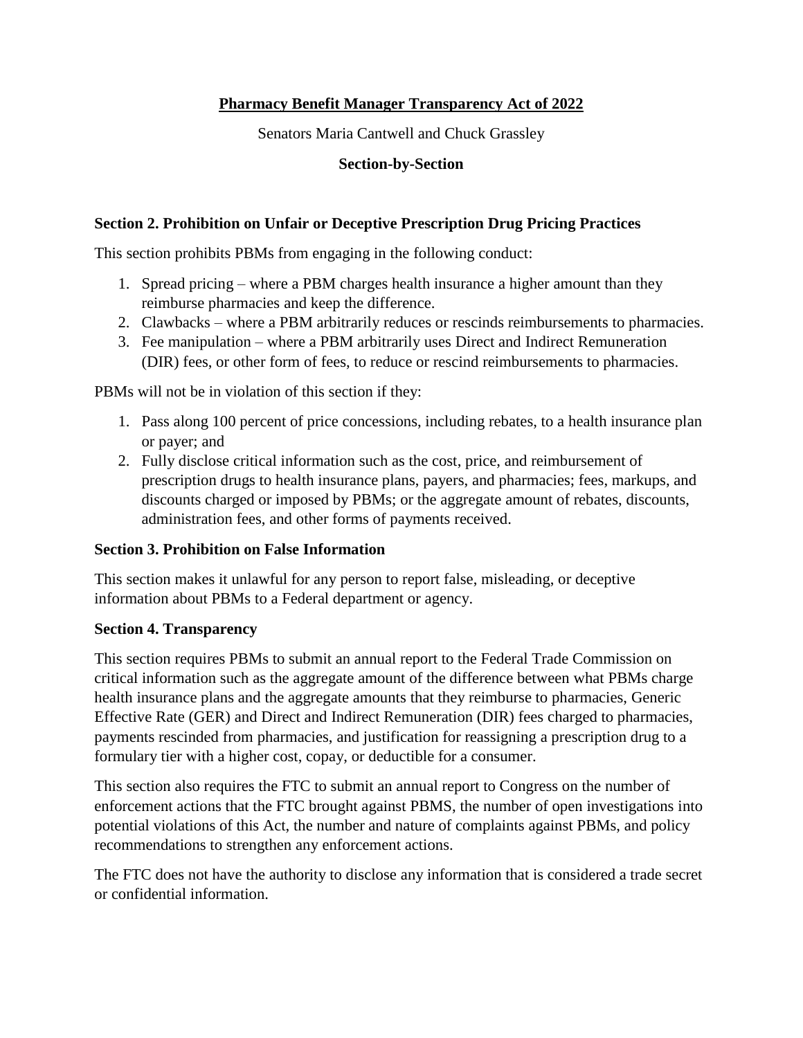# Pharmacy Benefit Manager Transparency Act of 2022

Senators Maria Cantwell and Chuck Grassley

**Section-by-Section**

### Section 2. Prohibition on Unfair or Deceptive Prescription Drug Pricing Practices

This section prohibits PBMs from engaging in the following conduct:

1. Spread pricing – where a PBM charges health insurance a higher amount than they reimburse pharmacies and keep the difference.
2. Clawbacks – where a PBM arbitrarily reduces or rescinds reimbursements to pharmacies.
3. Fee manipulation – where a PBM arbitrarily uses Direct and Indirect Remuneration (DIR) fees, or other form of fees, to reduce or rescind reimbursements to pharmacies.

PBMs will not be in violation of this section if they:

1. Pass along 100 percent of price concessions, including rebates, to a health insurance plan or payer; and
2. Fully disclose critical information such as the cost, price, and reimbursement of prescription drugs to health insurance plans, payers, and pharmacies; fees, markups, and discounts charged or imposed by PBMs; or the aggregate amount of rebates, discounts, administration fees, and other forms of payments received.

### Section 3. Prohibition on False Information

This section makes it unlawful for any person to report false, misleading, or deceptive information about PBMs to a Federal department or agency.

### Section 4. Transparency

This section requires PBMs to submit an annual report to the Federal Trade Commission on critical information such as the aggregate amount of the difference between what PBMs charge health insurance plans and the aggregate amounts that they reimburse to pharmacies, Generic Effective Rate (GER) and Direct and Indirect Remuneration (DIR) fees charged to pharmacies, payments rescinded from pharmacies, and justification for reassigning a prescription drug to a formulary tier with a higher cost, copay, or deductible for a consumer.

This section also requires the FTC to submit an annual report to Congress on the number of enforcement actions that the FTC brought against PBMS, the number of open investigations into potential violations of this Act, the number and nature of complaints against PBMs, and policy recommendations to strengthen any enforcement actions.

The FTC does not have the authority to disclose any information that is considered a trade secret or confidential information.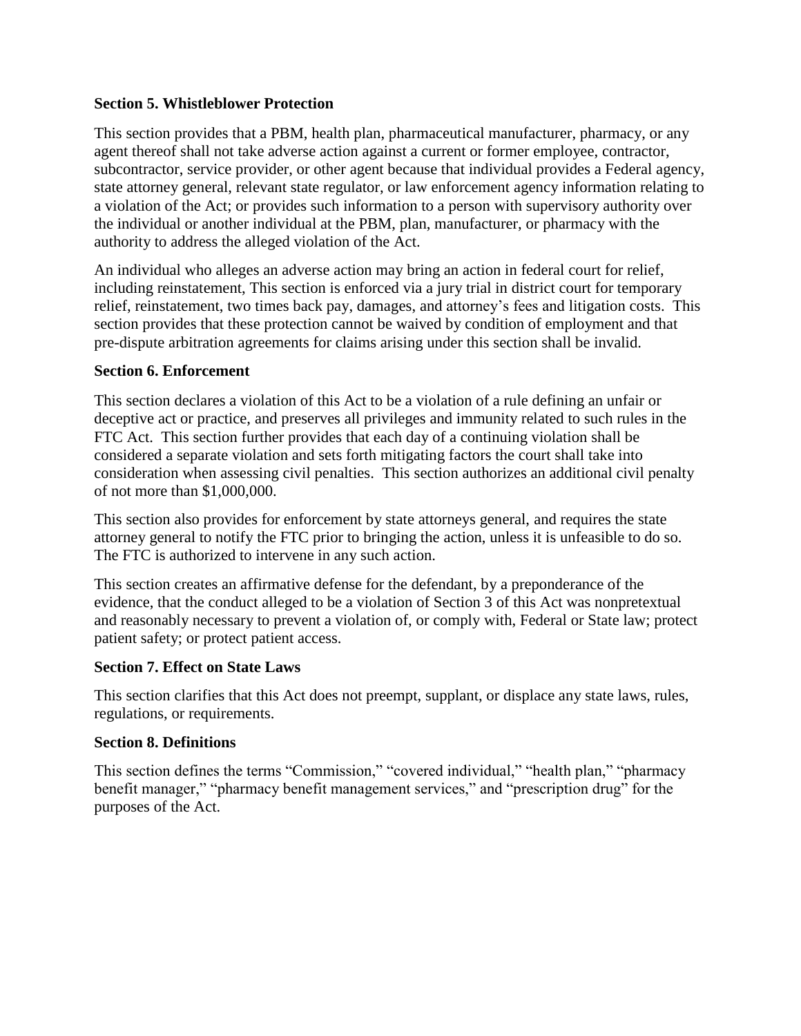**Section 5. Whistleblower Protection**

This section provides that a PBM, health plan, pharmaceutical manufacturer, pharmacy, or any agent thereof shall not take adverse action against a current or former employee, contractor, subcontractor, service provider, or other agent because that individual provides a Federal agency, state attorney general, relevant state regulator, or law enforcement agency information relating to a violation of the Act; or provides such information to a person with supervisory authority over the individual or another individual at the PBM, plan, manufacturer, or pharmacy with the authority to address the alleged violation of the Act.

An individual who alleges an adverse action may bring an action in federal court for relief, including reinstatement, This section is enforced via a jury trial in district court for temporary relief, reinstatement, two times back pay, damages, and attorney's fees and litigation costs. This section provides that these protection cannot be waived by condition of employment and that pre-dispute arbitration agreements for claims arising under this section shall be invalid.

**Section 6. Enforcement**

This section declares a violation of this Act to be a violation of a rule defining an unfair or deceptive act or practice, and preserves all privileges and immunity related to such rules in the FTC Act. This section further provides that each day of a continuing violation shall be considered a separate violation and sets forth mitigating factors the court shall take into consideration when assessing civil penalties. This section authorizes an additional civil penalty of not more than $1,000,000.

This section also provides for enforcement by state attorneys general, and requires the state attorney general to notify the FTC prior to bringing the action, unless it is unfeasible to do so. The FTC is authorized to intervene in any such action.

This section creates an affirmative defense for the defendant, by a preponderance of the evidence, that the conduct alleged to be a violation of Section 3 of this Act was nonpretextual and reasonably necessary to prevent a violation of, or comply with, Federal or State law; protect patient safety; or protect patient access.

**Section 7. Effect on State Laws**

This section clarifies that this Act does not preempt, supplant, or displace any state laws, rules, regulations, or requirements.

**Section 8. Definitions**

This section defines the terms "Commission," "covered individual," "health plan," "pharmacy benefit manager," "pharmacy benefit management services," and "prescription drug" for the purposes of the Act.